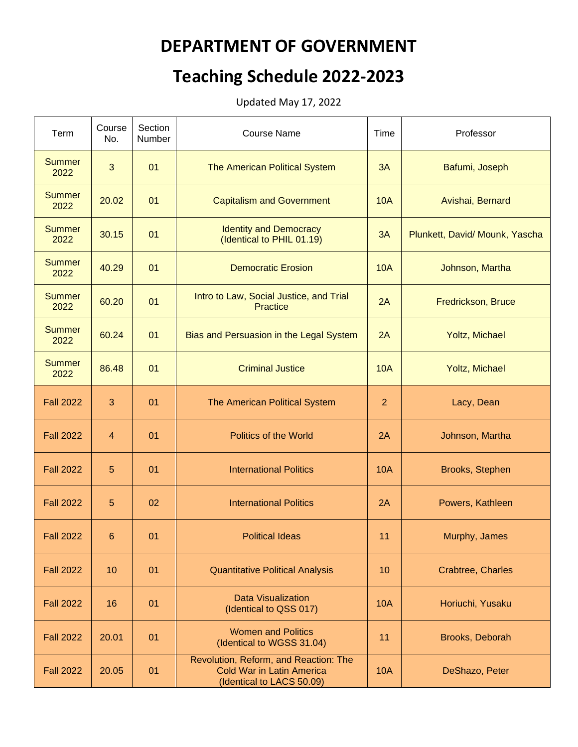# DEPARTMENT OF GOVERNMENT

# Teaching Schedule 2022-2023

Updated May 17, 2022

| Term | Course No. | Section Number | Course Name | Time | Professor |
|---|---|---|---|---|---|
| Summer 2022 | 3 | 01 | The American Political System | 3A | Bafumi, Joseph |
| Summer 2022 | 20.02 | 01 | Capitalism and Government | 10A | Avishai, Bernard |
| Summer 2022 | 30.15 | 01 | Identity and Democracy (Identical to PHIL 01.19) | 3A | Plunkett, David/ Mounk, Yascha |
| Summer 2022 | 40.29 | 01 | Democratic Erosion | 10A | Johnson, Martha |
| Summer 2022 | 60.20 | 01 | Intro to Law, Social Justice, and Trial Practice | 2A | Fredrickson, Bruce |
| Summer 2022 | 60.24 | 01 | Bias and Persuasion in the Legal System | 2A | Yoltz, Michael |
| Summer 2022 | 86.48 | 01 | Criminal Justice | 10A | Yoltz, Michael |
| Fall 2022 | 3 | 01 | The American Political System | 2 | Lacy, Dean |
| Fall 2022 | 4 | 01 | Politics of the World | 2A | Johnson, Martha |
| Fall 2022 | 5 | 01 | International Politics | 10A | Brooks, Stephen |
| Fall 2022 | 5 | 02 | International Politics | 2A | Powers, Kathleen |
| Fall 2022 | 6 | 01 | Political Ideas | 11 | Murphy, James |
| Fall 2022 | 10 | 01 | Quantitative Political Analysis | 10 | Crabtree, Charles |
| Fall 2022 | 16 | 01 | Data Visualization (Identical to QSS 017) | 10A | Horiuchi, Yusaku |
| Fall 2022 | 20.01 | 01 | Women and Politics (Identical to WGSS 31.04) | 11 | Brooks, Deborah |
| Fall 2022 | 20.05 | 01 | Revolution, Reform, and Reaction: The Cold War in Latin America (Identical to LACS 50.09) | 10A | DeShazo, Peter |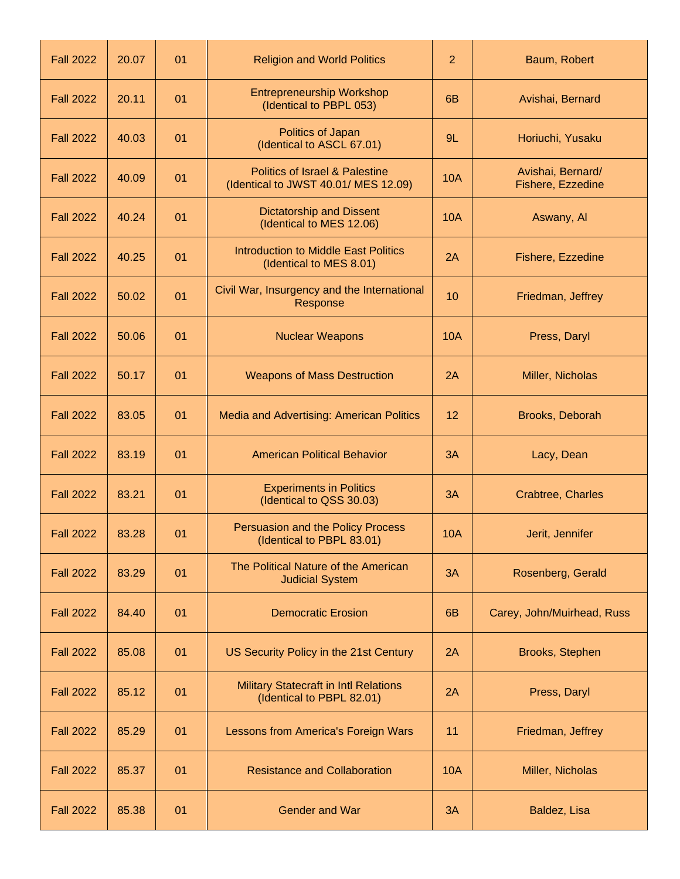| | | | | | |
|---|---|---|---|---|---|
| Fall 2022 | 20.07 | 01 | Religion and World Politics | 2 | Baum, Robert |
| Fall 2022 | 20.11 | 01 | Entrepreneurship Workshop (Identical to PBPL 053) | 6B | Avishai, Bernard |
| Fall 2022 | 40.03 | 01 | Politics of Japan (Identical to ASCL 67.01) | 9L | Horiuchi, Yusaku |
| Fall 2022 | 40.09 | 01 | Politics of Israel & Palestine (Identical to JWST 40.01/ MES 12.09) | 10A | Avishai, Bernard/ Fishere, Ezzedine |
| Fall 2022 | 40.24 | 01 | Dictatorship and Dissent (Identical to MES 12.06) | 10A | Aswany, Al |
| Fall 2022 | 40.25 | 01 | Introduction to Middle East Politics (Identical to MES 8.01) | 2A | Fishere, Ezzedine |
| Fall 2022 | 50.02 | 01 | Civil War, Insurgency and the International Response | 10 | Friedman, Jeffrey |
| Fall 2022 | 50.06 | 01 | Nuclear Weapons | 10A | Press, Daryl |
| Fall 2022 | 50.17 | 01 | Weapons of Mass Destruction | 2A | Miller, Nicholas |
| Fall 2022 | 83.05 | 01 | Media and Advertising: American Politics | 12 | Brooks, Deborah |
| Fall 2022 | 83.19 | 01 | American Political Behavior | 3A | Lacy, Dean |
| Fall 2022 | 83.21 | 01 | Experiments in Politics (Identical to QSS 30.03) | 3A | Crabtree, Charles |
| Fall 2022 | 83.28 | 01 | Persuasion and the Policy Process (Identical to PBPL 83.01) | 10A | Jerit, Jennifer |
| Fall 2022 | 83.29 | 01 | The Political Nature of the American Judicial System | 3A | Rosenberg, Gerald |
| Fall 2022 | 84.40 | 01 | Democratic Erosion | 6B | Carey, John/Muirhead, Russ |
| Fall 2022 | 85.08 | 01 | US Security Policy in the 21st Century | 2A | Brooks, Stephen |
| Fall 2022 | 85.12 | 01 | Military Statecraft in Intl Relations (Identical to PBPL 82.01) | 2A | Press, Daryl |
| Fall 2022 | 85.29 | 01 | Lessons from America's Foreign Wars | 11 | Friedman, Jeffrey |
| Fall 2022 | 85.37 | 01 | Resistance and Collaboration | 10A | Miller, Nicholas |
| Fall 2022 | 85.38 | 01 | Gender and War | 3A | Baldez, Lisa |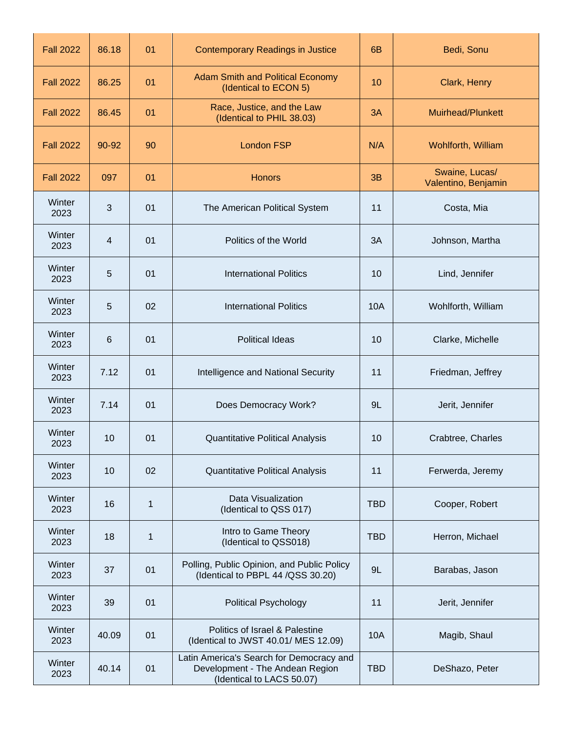| | | | | | |
|---|---|---|---|---|---|
| Fall 2022 | 86.18 | 01 | Contemporary Readings in Justice | 6B | Bedi, Sonu |
| Fall 2022 | 86.25 | 01 | Adam Smith and Political Economy (Identical to ECON 5) | 10 | Clark, Henry |
| Fall 2022 | 86.45 | 01 | Race, Justice, and the Law (Identical to PHIL 38.03) | 3A | Muirhead/Plunkett |
| Fall 2022 | 90-92 | 90 | London FSP | N/A | Wohlforth, William |
| Fall 2022 | 097 | 01 | Honors | 3B | Swaine, Lucas/ Valentino, Benjamin |
| Winter 2023 | 3 | 01 | The American Political System | 11 | Costa, Mia |
| Winter 2023 | 4 | 01 | Politics of the World | 3A | Johnson, Martha |
| Winter 2023 | 5 | 01 | International Politics | 10 | Lind, Jennifer |
| Winter 2023 | 5 | 02 | International Politics | 10A | Wohlforth, William |
| Winter 2023 | 6 | 01 | Political Ideas | 10 | Clarke, Michelle |
| Winter 2023 | 7.12 | 01 | Intelligence and National Security | 11 | Friedman, Jeffrey |
| Winter 2023 | 7.14 | 01 | Does Democracy Work? | 9L | Jerit, Jennifer |
| Winter 2023 | 10 | 01 | Quantitative Political Analysis | 10 | Crabtree, Charles |
| Winter 2023 | 10 | 02 | Quantitative Political Analysis | 11 | Ferwerda, Jeremy |
| Winter 2023 | 16 | 1 | Data Visualization (Identical to QSS 017) | TBD | Cooper, Robert |
| Winter 2023 | 18 | 1 | Intro to Game Theory (Identical to QSS018) | TBD | Herron, Michael |
| Winter 2023 | 37 | 01 | Polling, Public Opinion, and Public Policy (Identical to PBPL 44 /QSS 30.20) | 9L | Barabas, Jason |
| Winter 2023 | 39 | 01 | Political Psychology | 11 | Jerit, Jennifer |
| Winter 2023 | 40.09 | 01 | Politics of Israel & Palestine (Identical to JWST 40.01/ MES 12.09) | 10A | Magib, Shaul |
| Winter 2023 | 40.14 | 01 | Latin America's Search for Democracy and Development - The Andean Region (Identical to LACS 50.07) | TBD | DeShazo, Peter |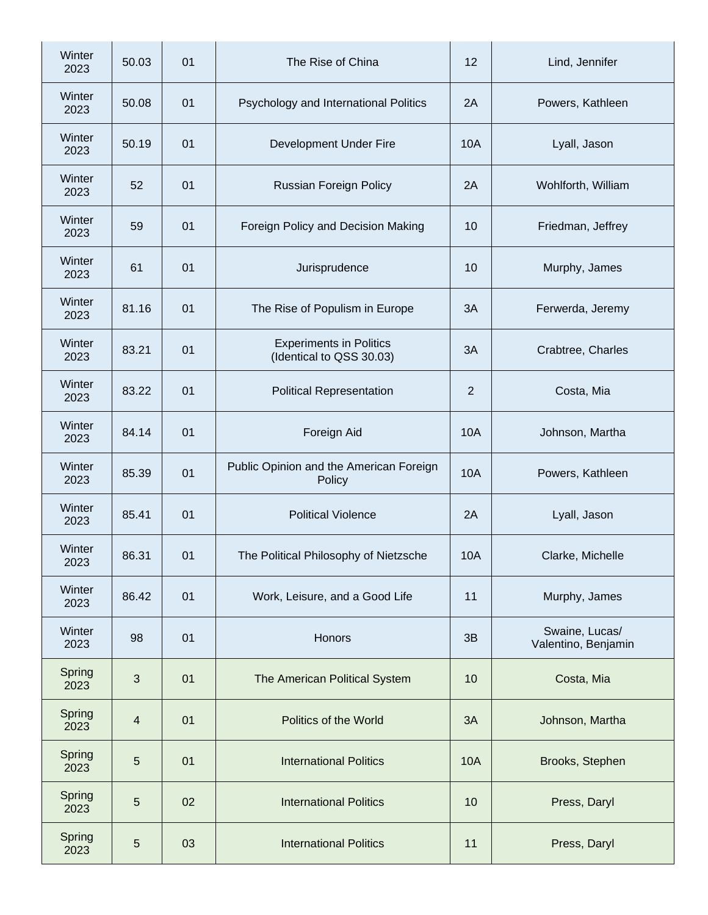| | | | | | |
|---|---|---|---|---|---|
| Winter 2023 | 50.03 | 01 | The Rise of China | 12 | Lind, Jennifer |
| Winter 2023 | 50.08 | 01 | Psychology and International Politics | 2A | Powers, Kathleen |
| Winter 2023 | 50.19 | 01 | Development Under Fire | 10A | Lyall, Jason |
| Winter 2023 | 52 | 01 | Russian Foreign Policy | 2A | Wohlforth, William |
| Winter 2023 | 59 | 01 | Foreign Policy and Decision Making | 10 | Friedman, Jeffrey |
| Winter 2023 | 61 | 01 | Jurisprudence | 10 | Murphy, James |
| Winter 2023 | 81.16 | 01 | The Rise of Populism in Europe | 3A | Ferwerda, Jeremy |
| Winter 2023 | 83.21 | 01 | Experiments in Politics (Identical to QSS 30.03) | 3A | Crabtree, Charles |
| Winter 2023 | 83.22 | 01 | Political Representation | 2 | Costa, Mia |
| Winter 2023 | 84.14 | 01 | Foreign Aid | 10A | Johnson, Martha |
| Winter 2023 | 85.39 | 01 | Public Opinion and the American Foreign Policy | 10A | Powers, Kathleen |
| Winter 2023 | 85.41 | 01 | Political Violence | 2A | Lyall, Jason |
| Winter 2023 | 86.31 | 01 | The Political Philosophy of Nietzsche | 10A | Clarke, Michelle |
| Winter 2023 | 86.42 | 01 | Work, Leisure, and a Good Life | 11 | Murphy, James |
| Winter 2023 | 98 | 01 | Honors | 3B | Swaine, Lucas/ Valentino, Benjamin |
| Spring 2023 | 3 | 01 | The American Political System | 10 | Costa, Mia |
| Spring 2023 | 4 | 01 | Politics of the World | 3A | Johnson, Martha |
| Spring 2023 | 5 | 01 | International Politics | 10A | Brooks, Stephen |
| Spring 2023 | 5 | 02 | International Politics | 10 | Press, Daryl |
| Spring 2023 | 5 | 03 | International Politics | 11 | Press, Daryl |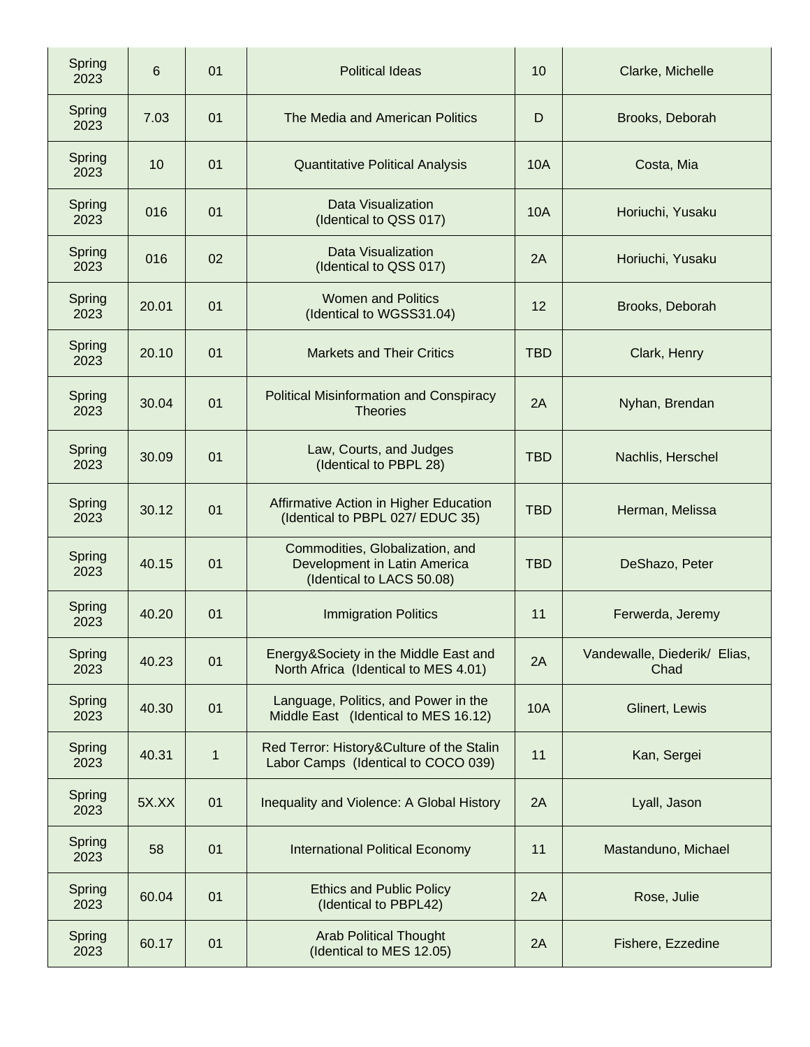| Spring 2023 | 6 | 01 | Political Ideas | 10 | Clarke, Michelle |
|---|---|---|---|---|---|
| Spring 2023 | 7.03 | 01 | The Media and American Politics | D | Brooks, Deborah |
| Spring 2023 | 10 | 01 | Quantitative Political Analysis | 10A | Costa, Mia |
| Spring 2023 | 016 | 01 | Data Visualization (Identical to QSS 017) | 10A | Horiuchi, Yusaku |
| Spring 2023 | 016 | 02 | Data Visualization (Identical to QSS 017) | 2A | Horiuchi, Yusaku |
| Spring 2023 | 20.01 | 01 | Women and Politics (Identical to WGSS31.04) | 12 | Brooks, Deborah |
| Spring 2023 | 20.10 | 01 | Markets and Their Critics | TBD | Clark, Henry |
| Spring 2023 | 30.04 | 01 | Political Misinformation and Conspiracy Theories | 2A | Nyhan, Brendan |
| Spring 2023 | 30.09 | 01 | Law, Courts, and Judges (Identical to PBPL 28) | TBD | Nachlis, Herschel |
| Spring 2023 | 30.12 | 01 | Affirmative Action in Higher Education (Identical to PBPL 027/ EDUC 35) | TBD | Herman, Melissa |
| Spring 2023 | 40.15 | 01 | Commodities, Globalization, and Development in Latin America (Identical to LACS 50.08) | TBD | DeShazo, Peter |
| Spring 2023 | 40.20 | 01 | Immigration Politics | 11 | Ferwerda, Jeremy |
| Spring 2023 | 40.23 | 01 | Energy&Society in the Middle East and North Africa (Identical to MES 4.01) | 2A | Vandewalle, Diederik/ Elias, Chad |
| Spring 2023 | 40.30 | 01 | Language, Politics, and Power in the Middle East (Identical to MES 16.12) | 10A | Glinert, Lewis |
| Spring 2023 | 40.31 | 1 | Red Terror: History&Culture of the Stalin Labor Camps (Identical to COCO 039) | 11 | Kan, Sergei |
| Spring 2023 | 5X.XX | 01 | Inequality and Violence: A Global History | 2A | Lyall, Jason |
| Spring 2023 | 58 | 01 | International Political Economy | 11 | Mastanduno, Michael |
| Spring 2023 | 60.04 | 01 | Ethics and Public Policy (Identical to PBPL42) | 2A | Rose, Julie |
| Spring 2023 | 60.17 | 01 | Arab Political Thought (Identical to MES 12.05) | 2A | Fishere, Ezzedine |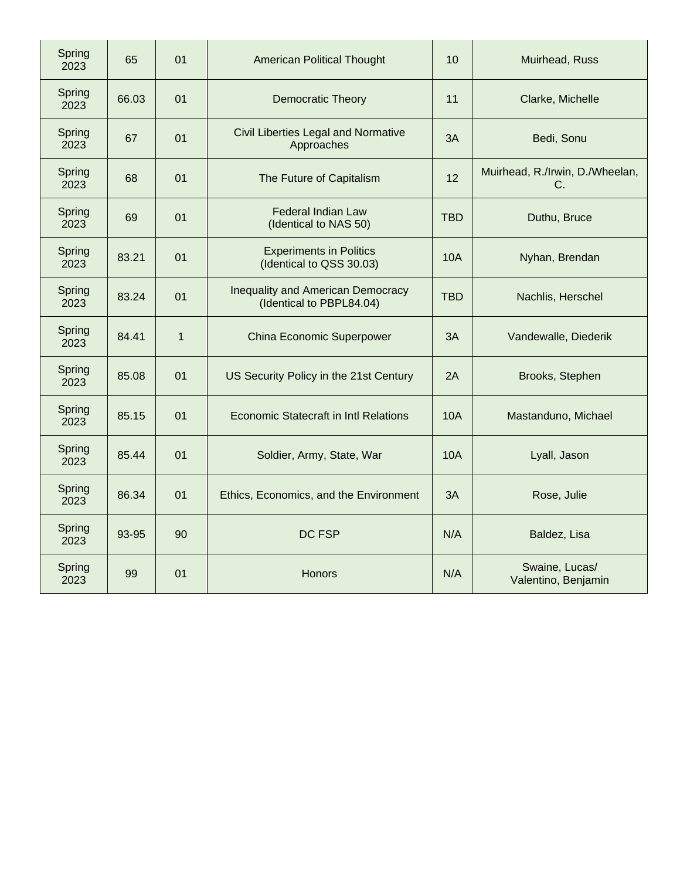| | | | | | |
|---|---|---|---|---|---|
| Spring 2023 | 65 | 01 | American Political Thought | 10 | Muirhead, Russ |
| Spring 2023 | 66.03 | 01 | Democratic Theory | 11 | Clarke, Michelle |
| Spring 2023 | 67 | 01 | Civil Liberties Legal and Normative Approaches | 3A | Bedi, Sonu |
| Spring 2023 | 68 | 01 | The Future of Capitalism | 12 | Muirhead, R./Irwin, D./Wheelan, C. |
| Spring 2023 | 69 | 01 | Federal Indian Law (Identical to NAS 50) | TBD | Duthu, Bruce |
| Spring 2023 | 83.21 | 01 | Experiments in Politics (Identical to QSS 30.03) | 10A | Nyhan, Brendan |
| Spring 2023 | 83.24 | 01 | Inequality and American Democracy (Identical to PBPL84.04) | TBD | Nachlis, Herschel |
| Spring 2023 | 84.41 | 1 | China Economic Superpower | 3A | Vandewalle, Diederik |
| Spring 2023 | 85.08 | 01 | US Security Policy in the 21st Century | 2A | Brooks, Stephen |
| Spring 2023 | 85.15 | 01 | Economic Statecraft in Intl Relations | 10A | Mastanduno, Michael |
| Spring 2023 | 85.44 | 01 | Soldier, Army, State, War | 10A | Lyall, Jason |
| Spring 2023 | 86.34 | 01 | Ethics, Economics, and the Environment | 3A | Rose, Julie |
| Spring 2023 | 93-95 | 90 | DC FSP | N/A | Baldez, Lisa |
| Spring 2023 | 99 | 01 | Honors | N/A | Swaine, Lucas/ Valentino, Benjamin |